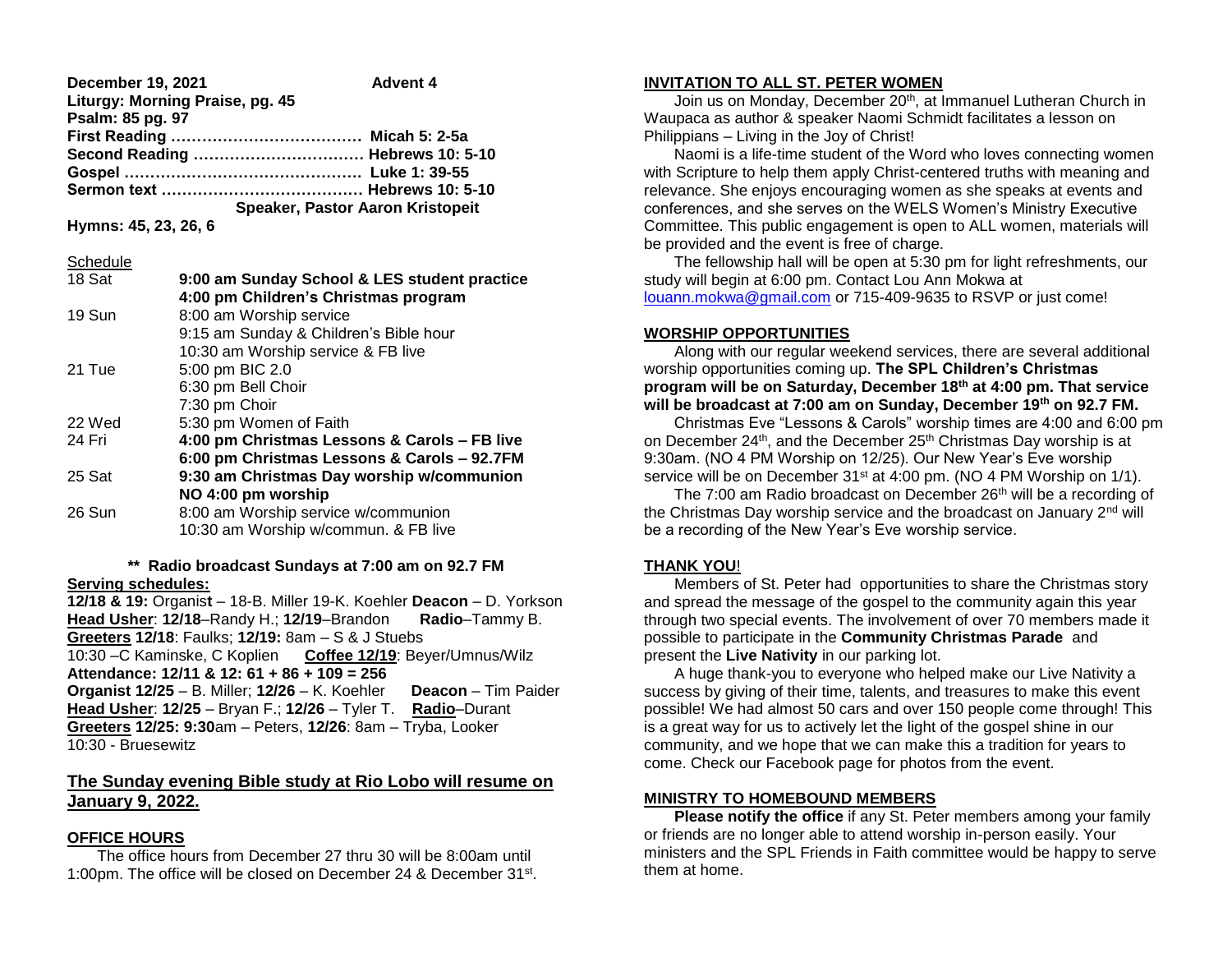**December 19, 2021** **Advent 4**

**Liturgy: Morning Praise, pg. 45**

**Psalm: 85 pg. 97**

**First Reading ……………………………… Micah 5: 2-5a**

**Second Reading …………………………… Hebrews 10: 5-10**

**Gospel ……………………………………… Luke 1: 39-55**

**Sermon text ………………………………… Hebrews 10: 5-10**

**Speaker, Pastor Aaron Kristopeit**

**Hymns: 45, 23, 26, 6**

Schedule

| | |
|---|---|
| 18 Sat | **9:00 am Sunday School & LES student practice** |
| | **4:00 pm Children's Christmas program** |
| 19 Sun | 8:00 am Worship service |
| | 9:15 am Sunday & Children's Bible hour |
| | 10:30 am Worship service & FB live |
| 21 Tue | 5:00 pm BIC 2.0 |
| | 6:30 pm Bell Choir |
| | 7:30 pm Choir |
| 22 Wed | 5:30 pm Women of Faith |
| 24 Fri | **4:00 pm Christmas Lessons & Carols – FB live** |
| | **6:00 pm Christmas Lessons & Carols – 92.7FM** |
| 25 Sat | **9:30 am Christmas Day worship w/communion** |
| | **NO 4:00 pm worship** |
| 26 Sun | 8:00 am Worship service w/communion |
| | 10:30 am Worship w/commun. & FB live |

**\*\* Radio broadcast Sundays at 7:00 am on 92.7 FM**

**Serving schedules:**

**12/18 & 19:** Organist – 18-B. Miller 19-K. Koehler **Deacon** – D. Yorkson
**Head Usher**: **12/18**–Randy H.; **12/19**–Brandon **Radio**–Tammy B.
**Greeters 12/18**: Faulks; **12/19:** 8am – S & J Stuebs
10:30 –C Kaminske, C Koplien **Coffee 12/19**: Beyer/Umnus/Wilz
**Attendance: 12/11 & 12: 61 + 86 + 109 = 256**
**Organist 12/25** – B. Miller; **12/26** – K. Koehler **Deacon** – Tim Paider
**Head Usher**: **12/25** – Bryan F.; **12/26** – Tyler T. **Radio**–Durant
**Greeters 12/25: 9:30**am – Peters, **12/26**: 8am – Tryba, Looker
10:30 - Bruesewitz

## The Sunday evening Bible study at Rio Lobo will resume on January 9, 2022.

## OFFICE HOURS

The office hours from December 27 thru 30 will be 8:00am until 1:00pm. The office will be closed on December 24 & December 31st.

## INVITATION TO ALL ST. PETER WOMEN

Join us on Monday, December 20th, at Immanuel Lutheran Church in Waupaca as author & speaker Naomi Schmidt facilitates a lesson on Philippians – Living in the Joy of Christ!

Naomi is a life-time student of the Word who loves connecting women with Scripture to help them apply Christ-centered truths with meaning and relevance. She enjoys encouraging women as she speaks at events and conferences, and she serves on the WELS Women's Ministry Executive Committee. This public engagement is open to ALL women, materials will be provided and the event is free of charge.

The fellowship hall will be open at 5:30 pm for light refreshments, our study will begin at 6:00 pm. Contact Lou Ann Mokwa at louann.mokwa@gmail.com or 715-409-9635 to RSVP or just come!

## WORSHIP OPPORTUNITIES

Along with our regular weekend services, there are several additional worship opportunities coming up. **The SPL Children's Christmas program will be on Saturday, December 18th at 4:00 pm. That service will be broadcast at 7:00 am on Sunday, December 19th on 92.7 FM.**

Christmas Eve "Lessons & Carols" worship times are 4:00 and 6:00 pm on December 24th, and the December 25th Christmas Day worship is at 9:30am. (NO 4 PM Worship on 12/25). Our New Year's Eve worship service will be on December 31st at 4:00 pm. (NO 4 PM Worship on 1/1).

The 7:00 am Radio broadcast on December 26th will be a recording of the Christmas Day worship service and the broadcast on January 2nd will be a recording of the New Year's Eve worship service.

## THANK YOU!

Members of St. Peter had opportunities to share the Christmas story and spread the message of the gospel to the community again this year through two special events. The involvement of over 70 members made it possible to participate in the **Community Christmas Parade** and present the **Live Nativity** in our parking lot.

A huge thank-you to everyone who helped make our Live Nativity a success by giving of their time, talents, and treasures to make this event possible! We had almost 50 cars and over 150 people come through! This is a great way for us to actively let the light of the gospel shine in our community, and we hope that we can make this a tradition for years to come. Check our Facebook page for photos from the event.

## MINISTRY TO HOMEBOUND MEMBERS

**Please notify the office** if any St. Peter members among your family or friends are no longer able to attend worship in-person easily. Your ministers and the SPL Friends in Faith committee would be happy to serve them at home.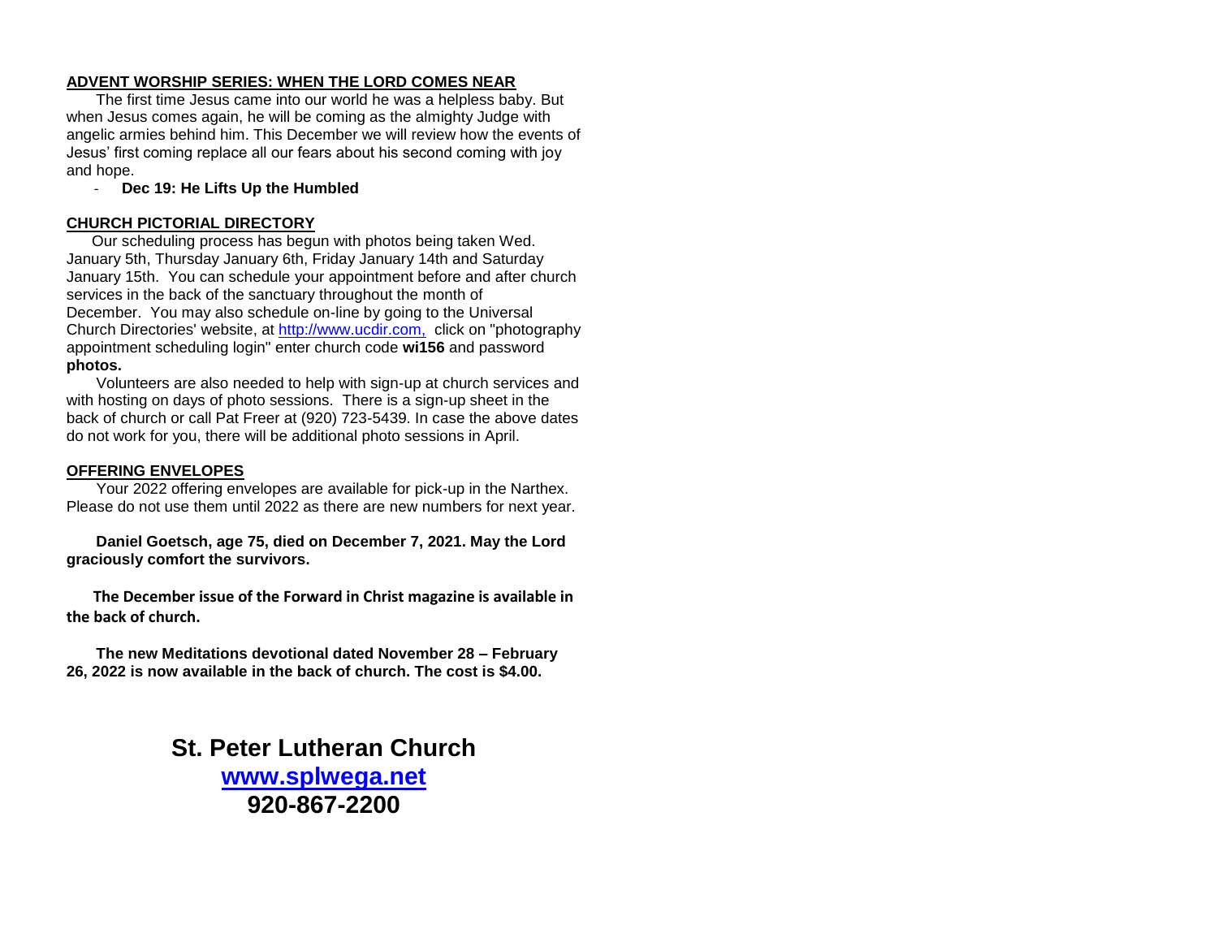## ADVENT WORSHIP SERIES: WHEN THE LORD COMES NEAR

The first time Jesus came into our world he was a helpless baby. But when Jesus comes again, he will be coming as the almighty Judge with angelic armies behind him. This December we will review how the events of Jesus' first coming replace all our fears about his second coming with joy and hope.

- **Dec 19: He Lifts Up the Humbled**

## CHURCH PICTORIAL DIRECTORY

Our scheduling process has begun with photos being taken Wed. January 5th, Thursday January 6th, Friday January 14th and Saturday January 15th. You can schedule your appointment before and after church services in the back of the sanctuary throughout the month of December. You may also schedule on-line by going to the Universal Church Directories' website, at http://www.ucdir.com, click on "photography appointment scheduling login" enter church code **wi156** and password **photos.**

Volunteers are also needed to help with sign-up at church services and with hosting on days of photo sessions. There is a sign-up sheet in the back of church or call Pat Freer at (920) 723-5439. In case the above dates do not work for you, there will be additional photo sessions in April.

## OFFERING ENVELOPES

Your 2022 offering envelopes are available for pick-up in the Narthex. Please do not use them until 2022 as there are new numbers for next year.

**Daniel Goetsch, age 75, died on December 7, 2021. May the Lord graciously comfort the survivors.**

**The December issue of the Forward in Christ magazine is available in the back of church.**

**The new Meditations devotional dated November 28 – February 26, 2022 is now available in the back of church. The cost is $4.00.**

**St. Peter Lutheran Church**
**www.splwega.net**
**920-867-2200**